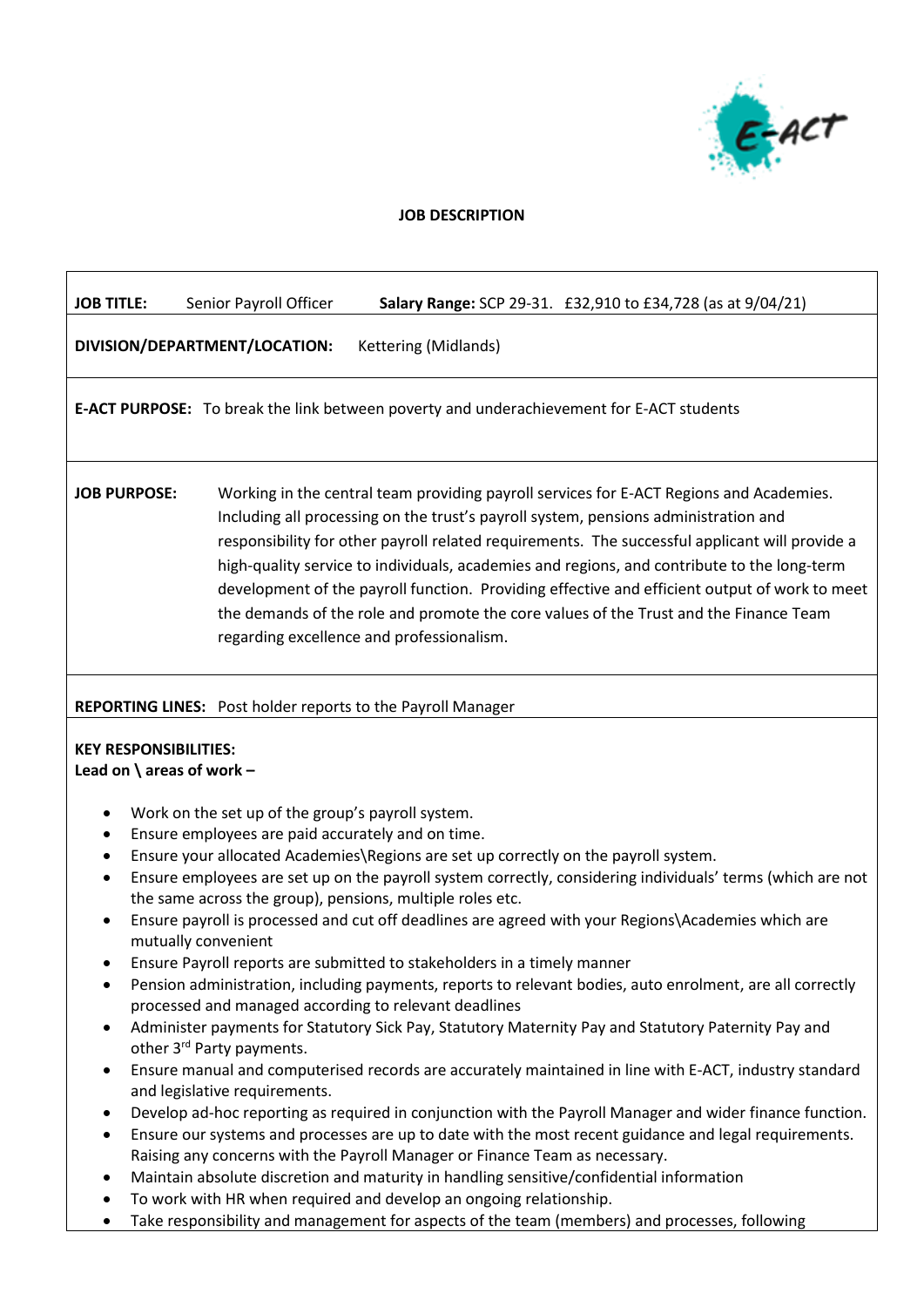# JOB DESCRIPTION

**JOB TITLE:** Senior Payroll Officer **Salary Range:** SCP 29-31. £32,910 to £34,728 (as at 9/04/21)

**DIVISION/DEPARTMENT/LOCATION:** Kettering (Midlands)

**E-ACT PURPOSE:** To break the link between poverty and underachievement for E-ACT students

**JOB PURPOSE:** Working in the central team providing payroll services for E-ACT Regions and Academies. Including all processing on the trust's payroll system, pensions administration and responsibility for other payroll related requirements. The successful applicant will provide a high-quality service to individuals, academies and regions, and contribute to the long-term development of the payroll function. Providing effective and efficient output of work to meet the demands of the role and promote the core values of the Trust and the Finance Team regarding excellence and professionalism.

**REPORTING LINES:** Post holder reports to the Payroll Manager

**KEY RESPONSIBILITIES:**
**Lead on \ areas of work –**

- Work on the set up of the group's payroll system.
- Ensure employees are paid accurately and on time.
- Ensure your allocated Academies\Regions are set up correctly on the payroll system.
- Ensure employees are set up on the payroll system correctly, considering individuals' terms (which are not the same across the group), pensions, multiple roles etc.
- Ensure payroll is processed and cut off deadlines are agreed with your Regions\Academies which are mutually convenient
- Ensure Payroll reports are submitted to stakeholders in a timely manner
- Pension administration, including payments, reports to relevant bodies, auto enrolment, are all correctly processed and managed according to relevant deadlines
- Administer payments for Statutory Sick Pay, Statutory Maternity Pay and Statutory Paternity Pay and other 3rd Party payments.
- Ensure manual and computerised records are accurately maintained in line with E-ACT, industry standard and legislative requirements.
- Develop ad-hoc reporting as required in conjunction with the Payroll Manager and wider finance function.
- Ensure our systems and processes are up to date with the most recent guidance and legal requirements. Raising any concerns with the Payroll Manager or Finance Team as necessary.
- Maintain absolute discretion and maturity in handling sensitive/confidential information
- To work with HR when required and develop an ongoing relationship.
- Take responsibility and management for aspects of the team (members) and processes, following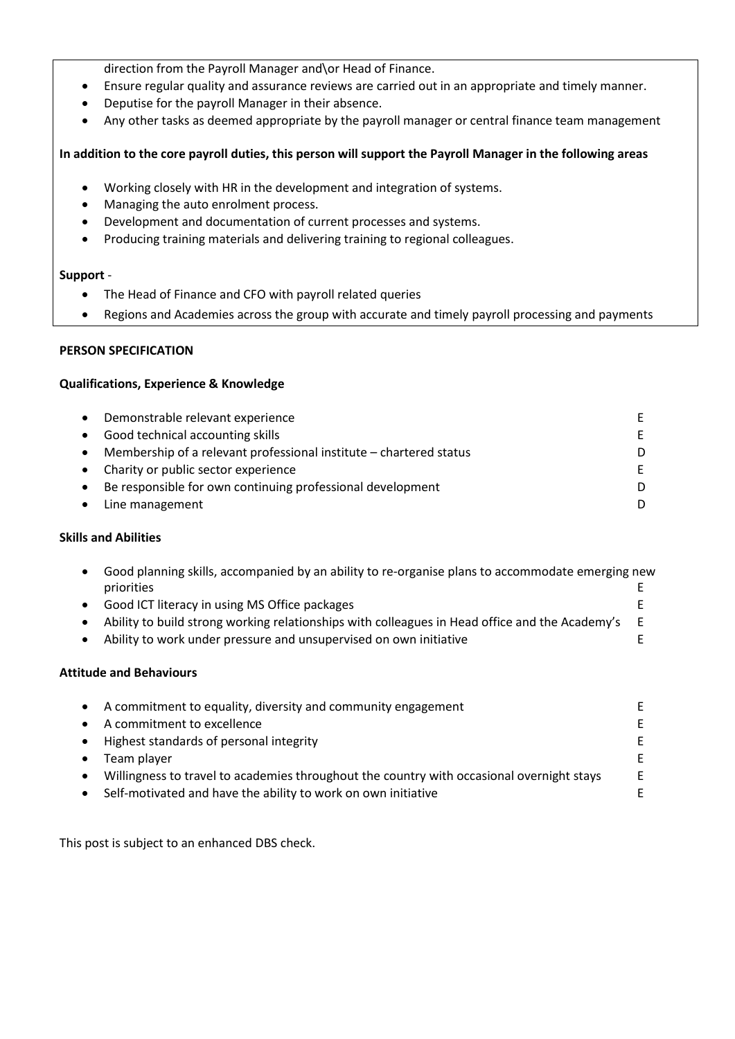direction from the Payroll Manager and\or Head of Finance.

- Ensure regular quality and assurance reviews are carried out in an appropriate and timely manner.
- Deputise for the payroll Manager in their absence.
- Any other tasks as deemed appropriate by the payroll manager or central finance team management

**In addition to the core payroll duties, this person will support the Payroll Manager in the following areas**

- Working closely with HR in the development and integration of systems.
- Managing the auto enrolment process.
- Development and documentation of current processes and systems.
- Producing training materials and delivering training to regional colleagues.

**Support** -

- The Head of Finance and CFO with payroll related queries
- Regions and Academies across the group with accurate and timely payroll processing and payments

**PERSON SPECIFICATION**

**Qualifications, Experience & Knowledge**

| | |
|---|---|
| • Demonstrable relevant experience | E |
| • Good technical accounting skills | E |
| • Membership of a relevant professional institute – chartered status | D |
| • Charity or public sector experience | E |
| • Be responsible for own continuing professional development | D |
| • Line management | D |

**Skills and Abilities**

| | |
|---|---|
| • Good planning skills, accompanied by an ability to re-organise plans to accommodate emerging new priorities | E |
| • Good ICT literacy in using MS Office packages | E |
| • Ability to build strong working relationships with colleagues in Head office and the Academy's | E |
| • Ability to work under pressure and unsupervised on own initiative | E |

**Attitude and Behaviours**

| | |
|---|---|
| • A commitment to equality, diversity and community engagement | E |
| • A commitment to excellence | E |
| • Highest standards of personal integrity | E |
| • Team player | E |
| • Willingness to travel to academies throughout the country with occasional overnight stays | E |
| • Self-motivated and have the ability to work on own initiative | E |

This post is subject to an enhanced DBS check.